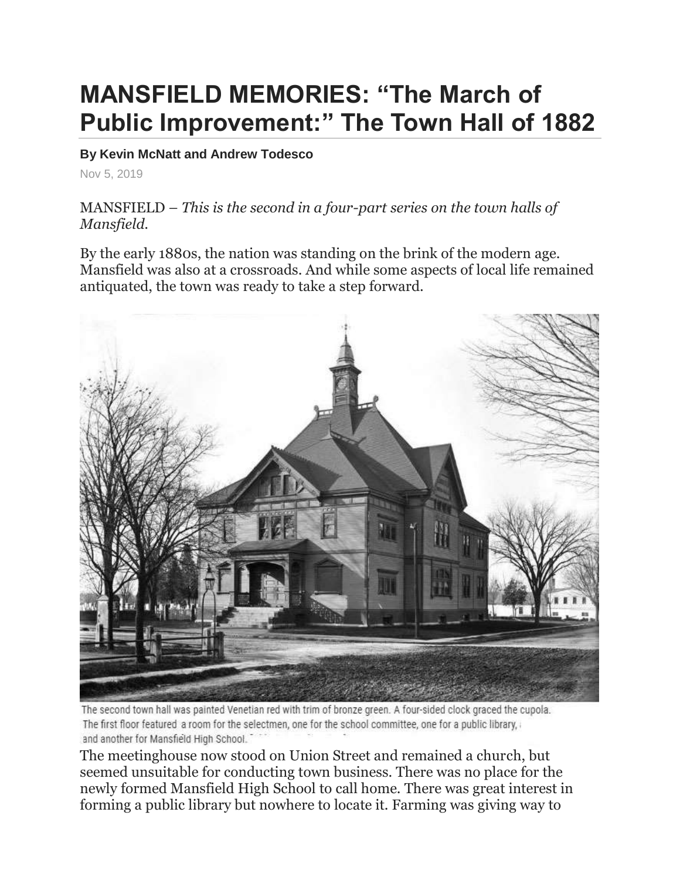# MANSFIELD MEMORIES: "The March of Public Improvement:" The Town Hall of 1882

**By Kevin McNatt and Andrew Todesco**

Nov 5, 2019

MANSFIELD – *This is the second in a four-part series on the town halls of Mansfield.*

By the early 1880s, the nation was standing on the brink of the modern age. Mansfield was also at a crossroads. And while some aspects of local life remained antiquated, the town was ready to take a step forward.

The second town hall was painted Venetian red with trim of bronze green. A four-sided clock graced the cupola. The first floor featured a room for the selectmen, one for the school committee, one for a public library, and another for Mansfield High School.

The meetinghouse now stood on Union Street and remained a church, but seemed unsuitable for conducting town business. There was no place for the newly formed Mansfield High School to call home. There was great interest in forming a public library but nowhere to locate it. Farming was giving way to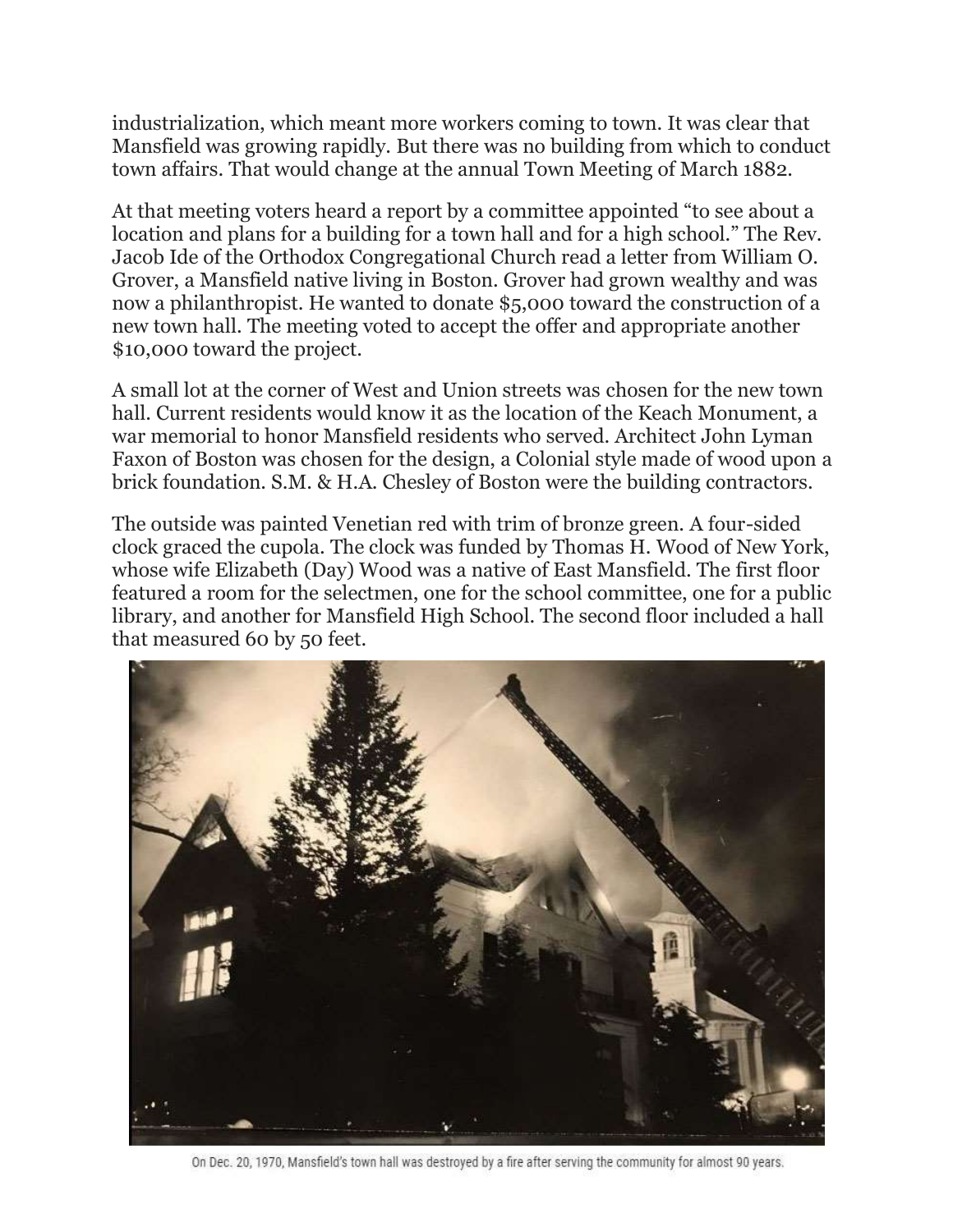industrialization, which meant more workers coming to town. It was clear that Mansfield was growing rapidly. But there was no building from which to conduct town affairs. That would change at the annual Town Meeting of March 1882.

At that meeting voters heard a report by a committee appointed "to see about a location and plans for a building for a town hall and for a high school." The Rev. Jacob Ide of the Orthodox Congregational Church read a letter from William O. Grover, a Mansfield native living in Boston. Grover had grown wealthy and was now a philanthropist. He wanted to donate $5,000 toward the construction of a new town hall. The meeting voted to accept the offer and appropriate another $10,000 toward the project.

A small lot at the corner of West and Union streets was chosen for the new town hall. Current residents would know it as the location of the Keach Monument, a war memorial to honor Mansfield residents who served. Architect John Lyman Faxon of Boston was chosen for the design, a Colonial style made of wood upon a brick foundation. S.M. & H.A. Chesley of Boston were the building contractors.

The outside was painted Venetian red with trim of bronze green. A four-sided clock graced the cupola. The clock was funded by Thomas H. Wood of New York, whose wife Elizabeth (Day) Wood was a native of East Mansfield. The first floor featured a room for the selectmen, one for the school committee, one for a public library, and another for Mansfield High School. The second floor included a hall that measured 60 by 50 feet.

On Dec. 20, 1970, Mansfield's town hall was destroyed by a fire after serving the community for almost 90 years.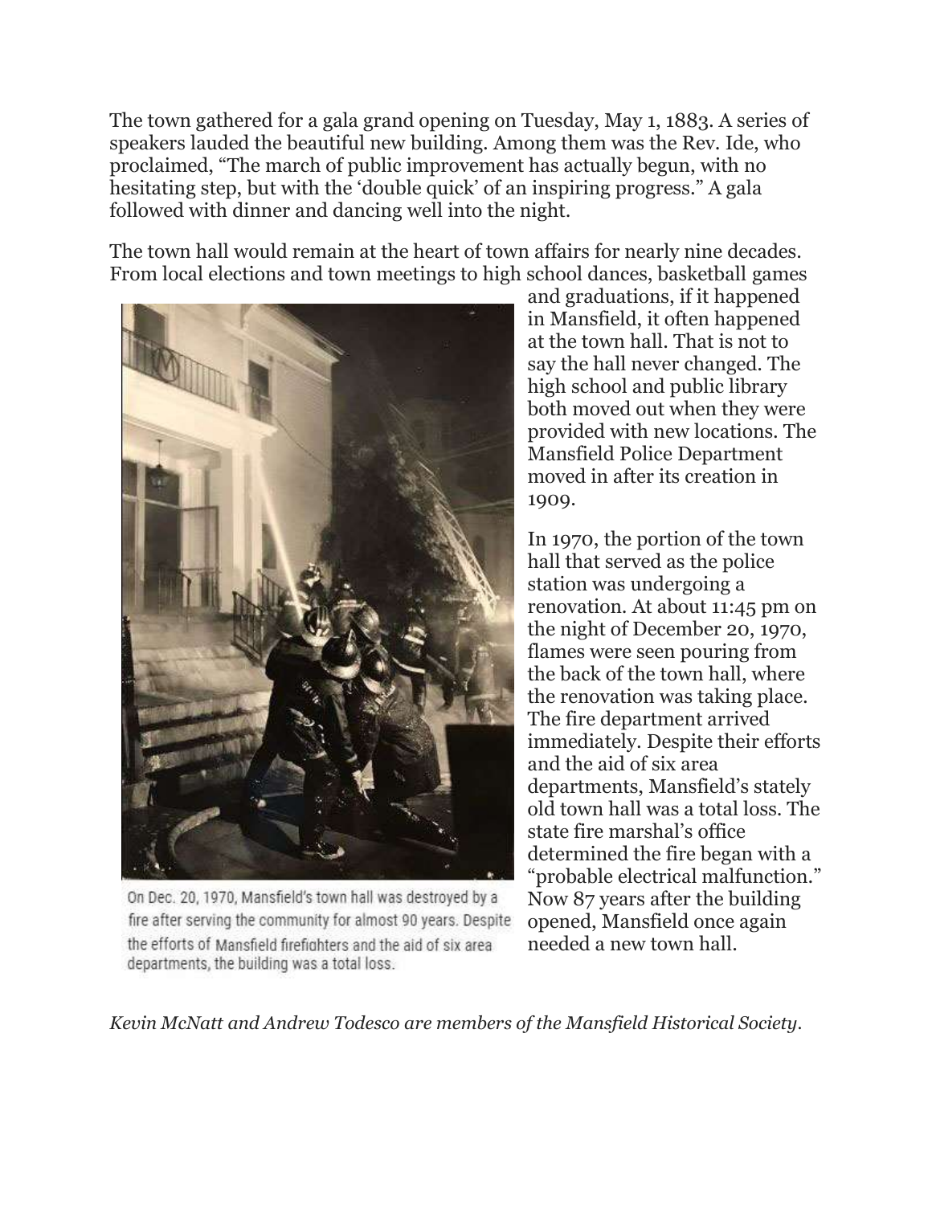The town gathered for a gala grand opening on Tuesday, May 1, 1883. A series of speakers lauded the beautiful new building. Among them was the Rev. Ide, who proclaimed, "The march of public improvement has actually begun, with no hesitating step, but with the 'double quick' of an inspiring progress." A gala followed with dinner and dancing well into the night.

The town hall would remain at the heart of town affairs for nearly nine decades. From local elections and town meetings to high school dances, basketball games and graduations, if it happened in Mansfield, it often happened at the town hall. That is not to say the hall never changed. The high school and public library both moved out when they were provided with new locations. The Mansfield Police Department moved in after its creation in 1909.

On Dec. 20, 1970, Mansfield's town hall was destroyed by a fire after serving the community for almost 90 years. Despite the efforts of Mansfield firefighters and the aid of six area departments, the building was a total loss.

In 1970, the portion of the town hall that served as the police station was undergoing a renovation. At about 11:45 pm on the night of December 20, 1970, flames were seen pouring from the back of the town hall, where the renovation was taking place. The fire department arrived immediately. Despite their efforts and the aid of six area departments, Mansfield's stately old town hall was a total loss. The state fire marshal's office determined the fire began with a "probable electrical malfunction." Now 87 years after the building opened, Mansfield once again needed a new town hall.

*Kevin McNatt and Andrew Todesco are members of the Mansfield Historical Society.*